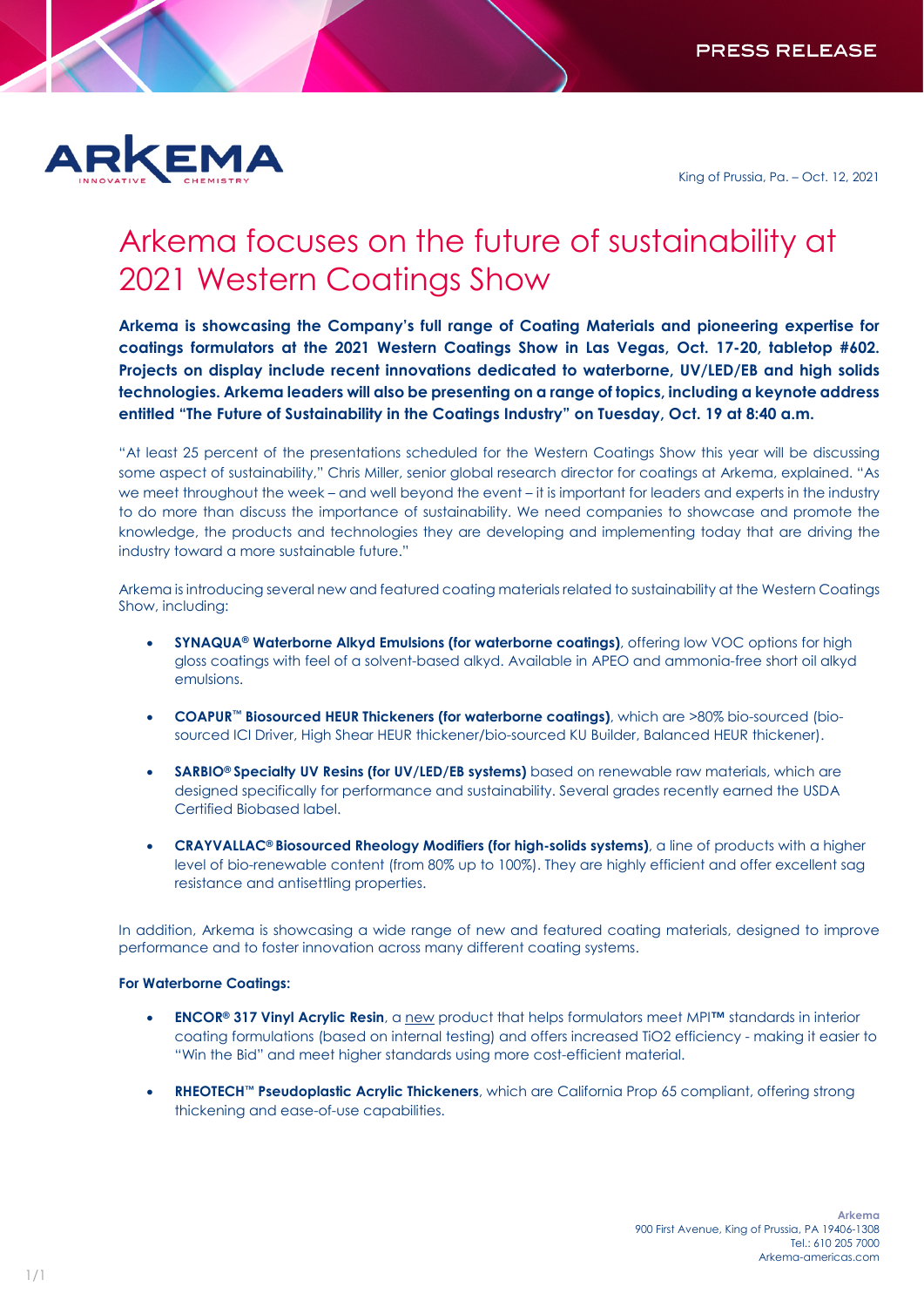PRESS RELEASE

ARKEMA
INNOVATIVE CHEMISTRY

King of Prussia, Pa. – Oct. 12, 2021

# Arkema focuses on the future of sustainability at 2021 Western Coatings Show

**Arkema is showcasing the Company's full range of Coating Materials and pioneering expertise for coatings formulators at the 2021 Western Coatings Show in Las Vegas, Oct. 17-20, tabletop #602. Projects on display include recent innovations dedicated to waterborne, UV/LED/EB and high solids technologies. Arkema leaders will also be presenting on a range of topics, including a keynote address entitled "The Future of Sustainability in the Coatings Industry" on Tuesday, Oct. 19 at 8:40 a.m.**

"At least 25 percent of the presentations scheduled for the Western Coatings Show this year will be discussing some aspect of sustainability," Chris Miller, senior global research director for coatings at Arkema, explained. "As we meet throughout the week – and well beyond the event – it is important for leaders and experts in the industry to do more than discuss the importance of sustainability. We need companies to showcase and promote the knowledge, the products and technologies they are developing and implementing today that are driving the industry toward a more sustainable future."

Arkema is introducing several new and featured coating materials related to sustainability at the Western Coatings Show, including:

- **SYNAQUA® Waterborne Alkyd Emulsions (for waterborne coatings)**, offering low VOC options for high gloss coatings with feel of a solvent-based alkyd. Available in APEO and ammonia-free short oil alkyd emulsions.
- **COAPUR™ Biosourced HEUR Thickeners (for waterborne coatings)**, which are >80% bio-sourced (bio-sourced ICI Driver, High Shear HEUR thickener/bio-sourced KU Builder, Balanced HEUR thickener).
- **SARBIO® Specialty UV Resins (for UV/LED/EB systems)** based on renewable raw materials, which are designed specifically for performance and sustainability. Several grades recently earned the USDA Certified Biobased label.
- **CRAYVALLAC® Biosourced Rheology Modifiers (for high-solids systems)**, a line of products with a higher level of bio-renewable content (from 80% up to 100%). They are highly efficient and offer excellent sag resistance and antisettling properties.

In addition, Arkema is showcasing a wide range of new and featured coating materials, designed to improve performance and to foster innovation across many different coating systems.

**For Waterborne Coatings:**

- **ENCOR® 317 Vinyl Acrylic Resin**, a new product that helps formulators meet MPI™ standards in interior coating formulations (based on internal testing) and offers increased $TiO_2$ efficiency - making it easier to "Win the Bid" and meet higher standards using more cost-efficient material.
- **RHEOTECH™ Pseudoplastic Acrylic Thickeners**, which are California Prop 65 compliant, offering strong thickening and ease-of-use capabilities.

**Arkema**
900 First Avenue, King of Prussia, PA 19406-1308
Tel.: 610 205 7000
Arkema-americas.com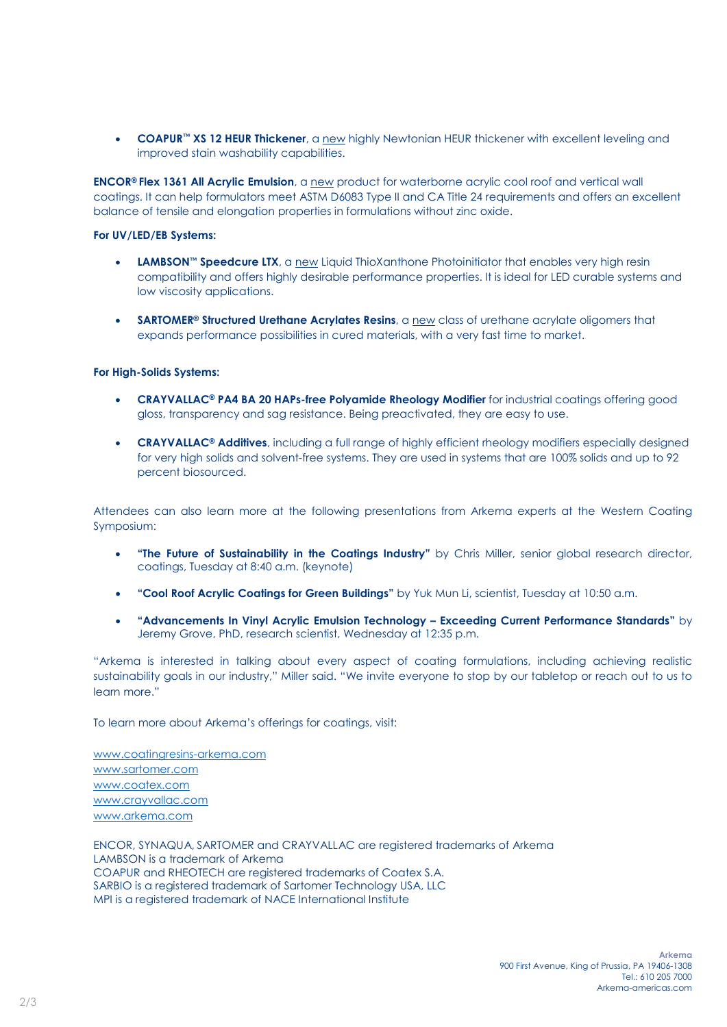- **COAPUR™ XS 12 HEUR Thickener**, a new highly Newtonian HEUR thickener with excellent leveling and improved stain washability capabilities.

**ENCOR® Flex 1361 All Acrylic Emulsion**, a new product for waterborne acrylic cool roof and vertical wall coatings. It can help formulators meet ASTM D6083 Type II and CA Title 24 requirements and offers an excellent balance of tensile and elongation properties in formulations without zinc oxide.

**For UV/LED/EB Systems:**

- **LAMBSON™ Speedcure LTX**, a new Liquid ThioXanthone Photoinitiator that enables very high resin compatibility and offers highly desirable performance properties. It is ideal for LED curable systems and low viscosity applications.
- **SARTOMER® Structured Urethane Acrylates Resins**, a new class of urethane acrylate oligomers that expands performance possibilities in cured materials, with a very fast time to market.

**For High-Solids Systems:**

- **CRAYVALLAC® PA4 BA 20 HAPs-free Polyamide Rheology Modifier** for industrial coatings offering good gloss, transparency and sag resistance. Being preactivated, they are easy to use.
- **CRAYVALLAC® Additives**, including a full range of highly efficient rheology modifiers especially designed for very high solids and solvent-free systems. They are used in systems that are 100% solids and up to 92 percent biosourced.

Attendees can also learn more at the following presentations from Arkema experts at the Western Coating Symposium:

- **"The Future of Sustainability in the Coatings Industry"** by Chris Miller, senior global research director, coatings, Tuesday at 8:40 a.m. (keynote)
- **"Cool Roof Acrylic Coatings for Green Buildings"** by Yuk Mun Li, scientist, Tuesday at 10:50 a.m.
- **"Advancements In Vinyl Acrylic Emulsion Technology – Exceeding Current Performance Standards"** by Jeremy Grove, PhD, research scientist, Wednesday at 12:35 p.m.

"Arkema is interested in talking about every aspect of coating formulations, including achieving realistic sustainability goals in our industry," Miller said. "We invite everyone to stop by our tabletop or reach out to us to learn more."

To learn more about Arkema's offerings for coatings, visit:

www.coatingresins-arkema.com
www.sartomer.com
www.coatex.com
www.crayvallac.com
www.arkema.com

ENCOR, SYNAQUA, SARTOMER and CRAYVALLAC are registered trademarks of Arkema
LAMBSON is a trademark of Arkema
COAPUR and RHEOTECH are registered trademarks of Coatex S.A.
SARBIO is a registered trademark of Sartomer Technology USA, LLC
MPI is a registered trademark of NACE International Institute

**Arkema**
900 First Avenue, King of Prussia, PA 19406-1308
Tel.: 610 205 7000
Arkema-americas.com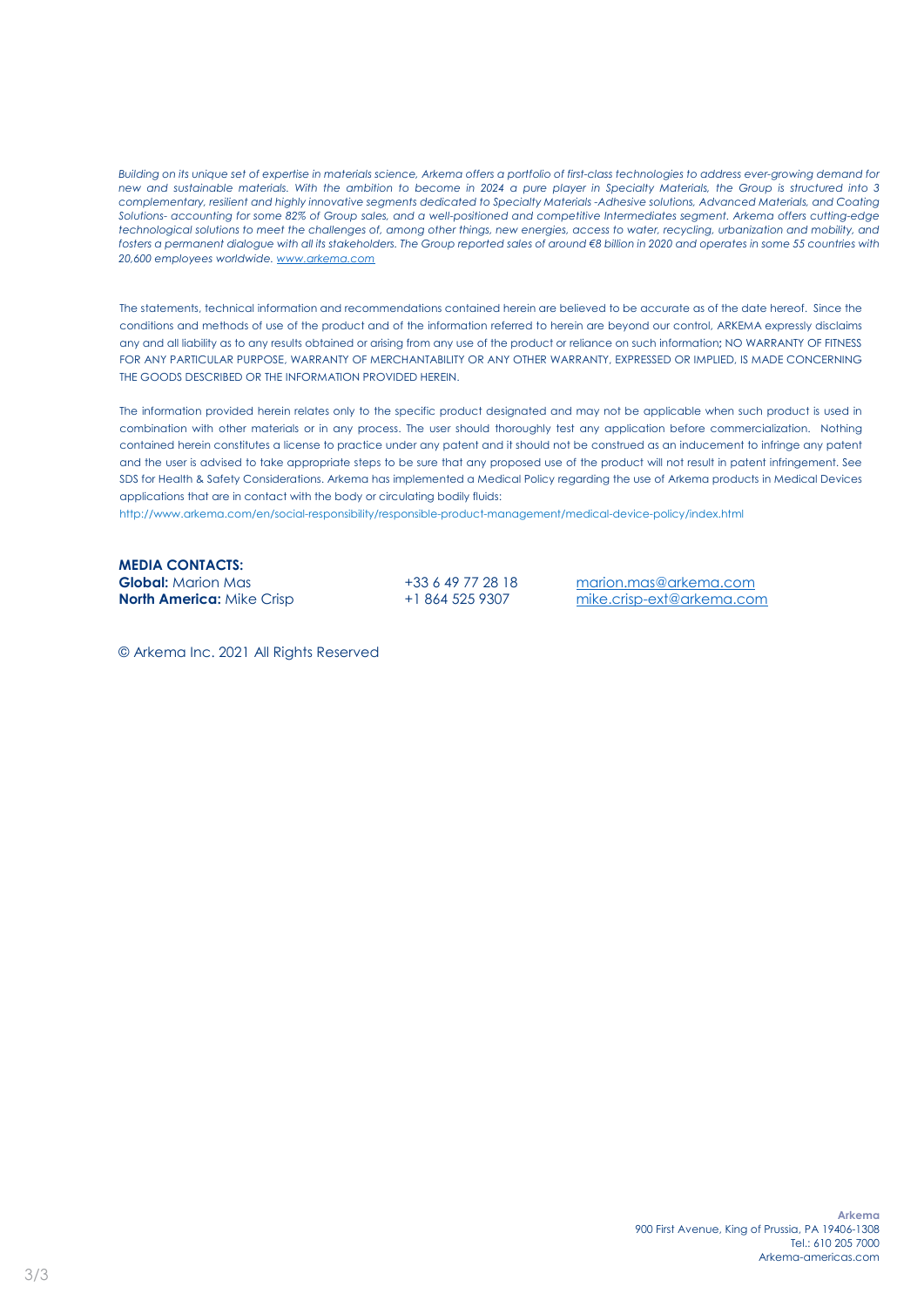*Building on its unique set of expertise in materials science, Arkema offers a portfolio of first-class technologies to address ever-growing demand for new and sustainable materials. With the ambition to become in 2024 a pure player in Specialty Materials, the Group is structured into 3 complementary, resilient and highly innovative segments dedicated to Specialty Materials -Adhesive solutions, Advanced Materials, and Coating Solutions- accounting for some 82% of Group sales, and a well-positioned and competitive Intermediates segment. Arkema offers cutting-edge technological solutions to meet the challenges of, among other things, new energies, access to water, recycling, urbanization and mobility, and fosters a permanent dialogue with all its stakeholders. The Group reported sales of around €8 billion in 2020 and operates in some 55 countries with 20,600 employees worldwide. www.arkema.com*

The statements, technical information and recommendations contained herein are believed to be accurate as of the date hereof. Since the conditions and methods of use of the product and of the information referred to herein are beyond our control, ARKEMA expressly disclaims any and all liability as to any results obtained or arising from any use of the product or reliance on such information; NO WARRANTY OF FITNESS FOR ANY PARTICULAR PURPOSE, WARRANTY OF MERCHANTABILITY OR ANY OTHER WARRANTY, EXPRESSED OR IMPLIED, IS MADE CONCERNING THE GOODS DESCRIBED OR THE INFORMATION PROVIDED HEREIN.

The information provided herein relates only to the specific product designated and may not be applicable when such product is used in combination with other materials or in any process. The user should thoroughly test any application before commercialization. Nothing contained herein constitutes a license to practice under any patent and it should not be construed as an inducement to infringe any patent and the user is advised to take appropriate steps to be sure that any proposed use of the product will not result in patent infringement. See SDS for Health & Safety Considerations. Arkema has implemented a Medical Policy regarding the use of Arkema products in Medical Devices applications that are in contact with the body or circulating bodily fluids:
http://www.arkema.com/en/social-responsibility/responsible-product-management/medical-device-policy/index.html

**MEDIA CONTACTS:**

| | | |
|---|---|---|
| **Global:** Marion Mas | +33 6 49 77 28 18 | marion.mas@arkema.com |
| **North America:** Mike Crisp | +1 864 525 9307 | mike.crisp-ext@arkema.com |

© Arkema Inc. 2021 All Rights Reserved

**Arkema**
900 First Avenue, King of Prussia, PA 19406-1308
Tel.: 610 205 7000
Arkema-americas.com